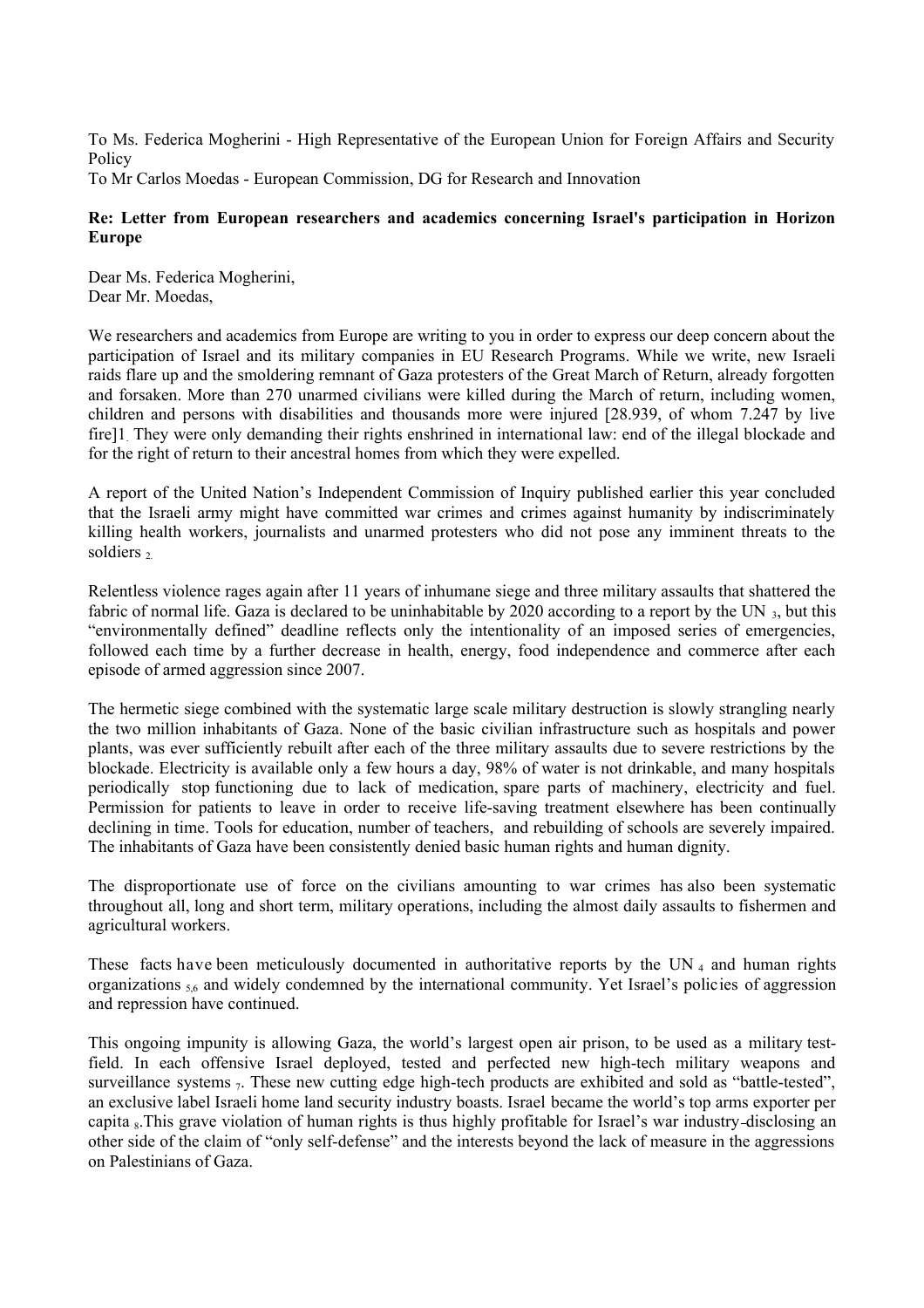To Ms. Federica Mogherini - High Representative of the European Union for Foreign Affairs and Security Policy
To Mr Carlos Moedas - European Commission, DG for Research and Innovation

**Re: Letter from European researchers and academics concerning Israel's participation in Horizon Europe**

Dear Ms. Federica Mogherini,
Dear Mr. Moedas,

We researchers and academics from Europe are writing to you in order to express our deep concern about the participation of Israel and its military companies in EU Research Programs. While we write, new Israeli raids flare up and the smoldering remnant of Gaza protesters of the Great March of Return, already forgotten and forsaken. More than 270 unarmed civilians were killed during the March of return, including women, children and persons with disabilities and thousands more were injured [28.939, of whom 7.247 by live fire][1]. They were only demanding their rights enshrined in international law: end of the illegal blockade and for the right of return to their ancestral homes from which they were expelled.

A report of the United Nation's Independent Commission of Inquiry published earlier this year concluded that the Israeli army might have committed war crimes and crimes against humanity by indiscriminately killing health workers, journalists and unarmed protesters who did not pose any imminent threats to the soldiers [2].

Relentless violence rages again after 11 years of inhumane siege and three military assaults that shattered the fabric of normal life. Gaza is declared to be uninhabitable by 2020 according to a report by the UN [3], but this "environmentally defined" deadline reflects only the intentionality of an imposed series of emergencies, followed each time by a further decrease in health, energy, food independence and commerce after each episode of armed aggression since 2007.

The hermetic siege combined with the systematic large scale military destruction is slowly strangling nearly the two million inhabitants of Gaza. None of the basic civilian infrastructure such as hospitals and power plants, was ever sufficiently rebuilt after each of the three military assaults due to severe restrictions by the blockade. Electricity is available only a few hours a day, 98% of water is not drinkable, and many hospitals periodically stop functioning due to lack of medication, spare parts of machinery, electricity and fuel. Permission for patients to leave in order to receive life-saving treatment elsewhere has been continually declining in time. Tools for education, number of teachers, and rebuilding of schools are severely impaired. The inhabitants of Gaza have been consistently denied basic human rights and human dignity.

The disproportionate use of force on the civilians amounting to war crimes has also been systematic throughout all, long and short term, military operations, including the almost daily assaults to fishermen and agricultural workers.

These facts have been meticulously documented in authoritative reports by the UN [4] and human rights organizations [5,6] and widely condemned by the international community. Yet Israel's policies of aggression and repression have continued.

This ongoing impunity is allowing Gaza, the world's largest open air prison, to be used as a military test-field. In each offensive Israel deployed, tested and perfected new high-tech military weapons and surveillance systems [7]. These new cutting edge high-tech products are exhibited and sold as "battle-tested", an exclusive label Israeli home land security industry boasts. Israel became the world's top arms exporter per capita [8]. This grave violation of human rights is thus highly profitable for Israel's war industry-disclosing an other side of the claim of "only self-defense" and the interests beyond the lack of measure in the aggressions on Palestinians of Gaza.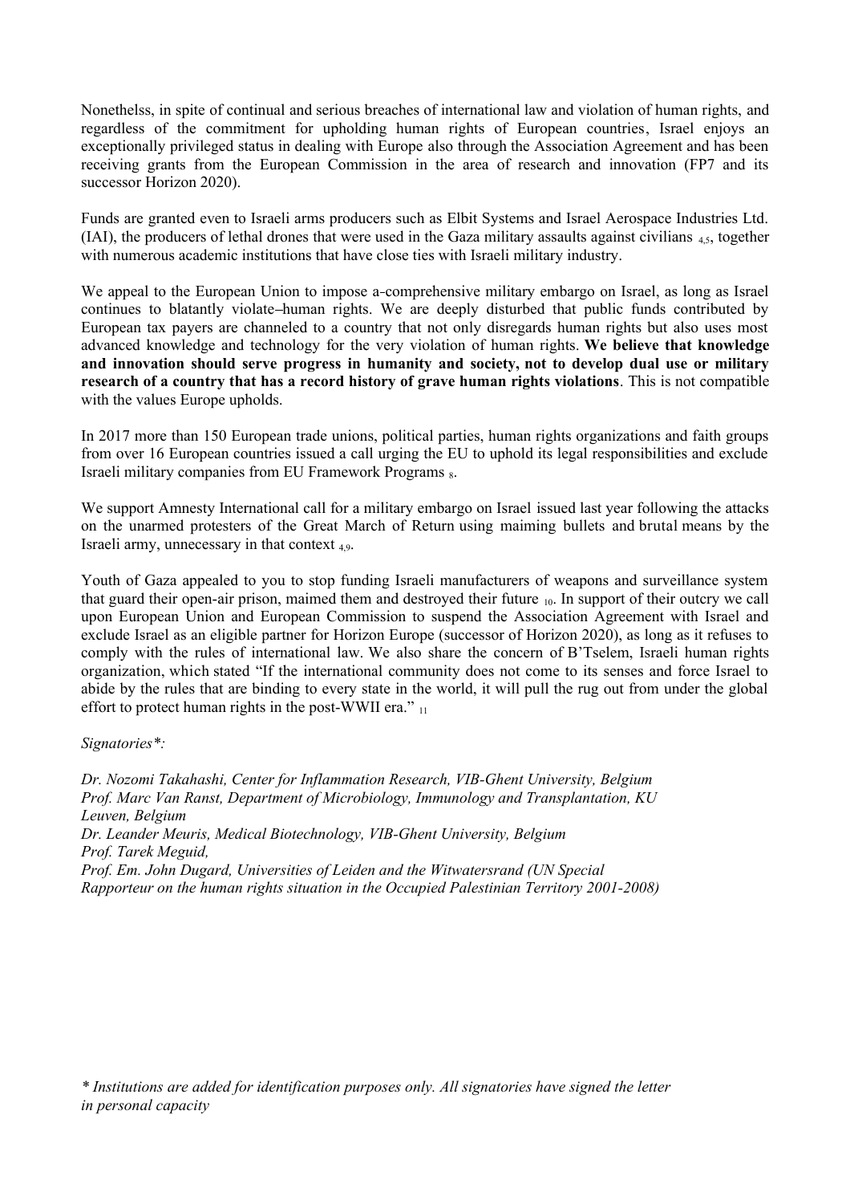Nonethelss, in spite of continual and serious breaches of international law and violation of human rights, and regardless of the commitment for upholding human rights of European countries, Israel enjoys an exceptionally privileged status in dealing with Europe also through the Association Agreement and has been receiving grants from the European Commission in the area of research and innovation (FP7 and its successor Horizon 2020).

Funds are granted even to Israeli arms producers such as Elbit Systems and Israel Aerospace Industries Ltd. (IAI), the producers of lethal drones that were used in the Gaza military assaults against civilians [4,5], together with numerous academic institutions that have close ties with Israeli military industry.

We appeal to the European Union to impose a-comprehensive military embargo on Israel, as long as Israel continues to blatantly violate–human rights. We are deeply disturbed that public funds contributed by European tax payers are channeled to a country that not only disregards human rights but also uses most advanced knowledge and technology for the very violation of human rights. **We believe that knowledge and innovation should serve progress in humanity and society, not to develop dual use or military research of a country that has a record history of grave human rights violations**. This is not compatible with the values Europe upholds.

In 2017 more than 150 European trade unions, political parties, human rights organizations and faith groups from over 16 European countries issued a call urging the EU to uphold its legal responsibilities and exclude Israeli military companies from EU Framework Programs [8].

We support Amnesty International call for a military embargo on Israel issued last year following the attacks on the unarmed protesters of the Great March of Return using maiming bullets and brutal means by the Israeli army, unnecessary in that context [4,9].

Youth of Gaza appealed to you to stop funding Israeli manufacturers of weapons and surveillance system that guard their open-air prison, maimed them and destroyed their future [10]. In support of their outcry we call upon European Union and European Commission to suspend the Association Agreement with Israel and exclude Israel as an eligible partner for Horizon Europe (successor of Horizon 2020), as long as it refuses to comply with the rules of international law. We also share the concern of B'Tselem, Israeli human rights organization, which stated "If the international community does not come to its senses and force Israel to abide by the rules that are binding to every state in the world, it will pull the rug out from under the global effort to protect human rights in the post-WWII era." [11]

*Signatories\*:*

*Dr. Nozomi Takahashi, Center for Inflammation Research, VIB-Ghent University, Belgium*
*Prof. Marc Van Ranst, Department of Microbiology, Immunology and Transplantation, KU Leuven, Belgium*
*Dr. Leander Meuris, Medical Biotechnology, VIB-Ghent University, Belgium*
*Prof. Tarek Meguid,*
*Prof. Em. John Dugard, Universities of Leiden and the Witwatersrand (UN Special Rapporteur on the human rights situation in the Occupied Palestinian Territory 2001-2008)*

*\* Institutions are added for identification purposes only. All signatories have signed the letter in personal capacity*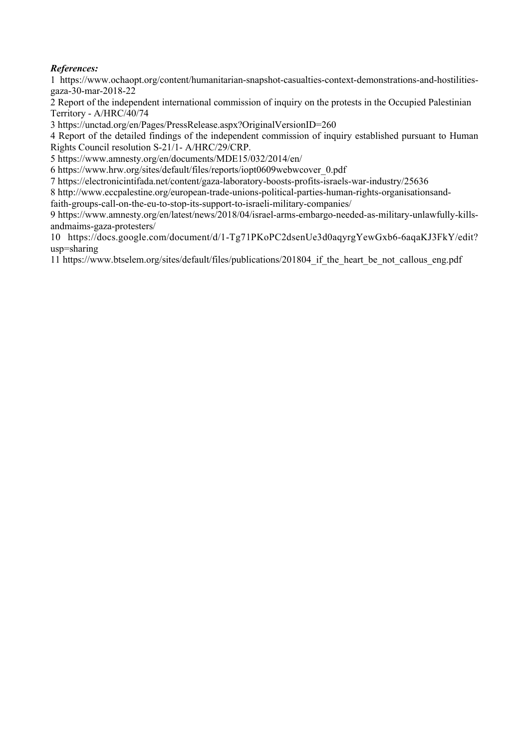***References:***

1 https://www.ochaopt.org/content/humanitarian-snapshot-casualties-context-demonstrations-and-hostilities-gaza-30-mar-2018-22

2 Report of the independent international commission of inquiry on the protests in the Occupied Palestinian Territory - A/HRC/40/74

3 https://unctad.org/en/Pages/PressRelease.aspx?OriginalVersionID=260

4 Report of the detailed findings of the independent commission of inquiry established pursuant to Human Rights Council resolution S-21/1- A/HRC/29/CRP.

5 https://www.amnesty.org/en/documents/MDE15/032/2014/en/

6 https://www.hrw.org/sites/default/files/reports/iopt0609webwcover_0.pdf

7 https://electronicintifada.net/content/gaza-laboratory-boosts-profits-israels-war-industry/25636

8 http://www.eccpalestine.org/european-trade-unions-political-parties-human-rights-organisationsand-faith-groups-call-on-the-eu-to-stop-its-support-to-israeli-military-companies/

9 https://www.amnesty.org/en/latest/news/2018/04/israel-arms-embargo-needed-as-military-unlawfully-kills-andmaims-gaza-protesters/

10 https://docs.google.com/document/d/1-Tg71PKoPC2dsenUe3d0aqyrgYewGxb6-6aqaKJ3FkY/edit?usp=sharing

11 https://www.btselem.org/sites/default/files/publications/201804_if_the_heart_be_not_callous_eng.pdf